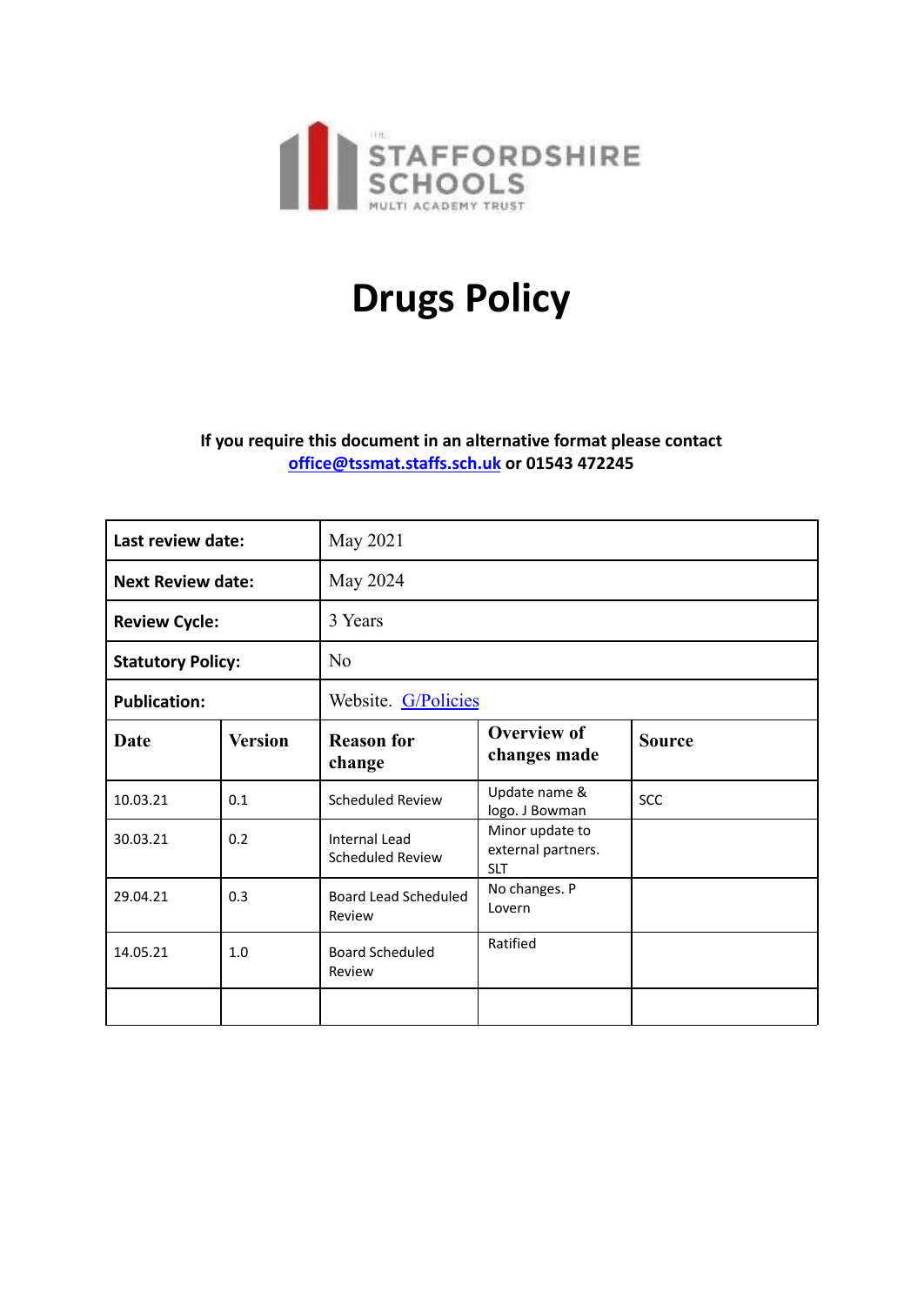THE STAFFORDSHIRE SCHOOLS MULTI ACADEMY TRUST

# Drugs Policy

**If you require this document in an alternative format please contact [office@tssmat.staffs.sch.uk](mailto:office@tssmat.staffs.sch.uk) or 01543 472245**

| **Last review date:** | | May 2021 | | |
|---|---|---|---|---|
| **Next Review date:** | | May 2024 | | |
| **Review Cycle:** | | 3 Years | | |
| **Statutory Policy:** | | No | | |
| **Publication:** | | Website. G/Policies | | |
| **Date** | **Version** | **Reason for change** | **Overview of changes made** | **Source** |
| 10.03.21 | 0.1 | Scheduled Review | Update name & logo. J Bowman | SCC |
| 30.03.21 | 0.2 | Internal Lead Scheduled Review | Minor update to external partners. SLT | |
| 29.04.21 | 0.3 | Board Lead Scheduled Review | No changes. P Lovern | |
| 14.05.21 | 1.0 | Board Scheduled Review | Ratified | |
| | | | | |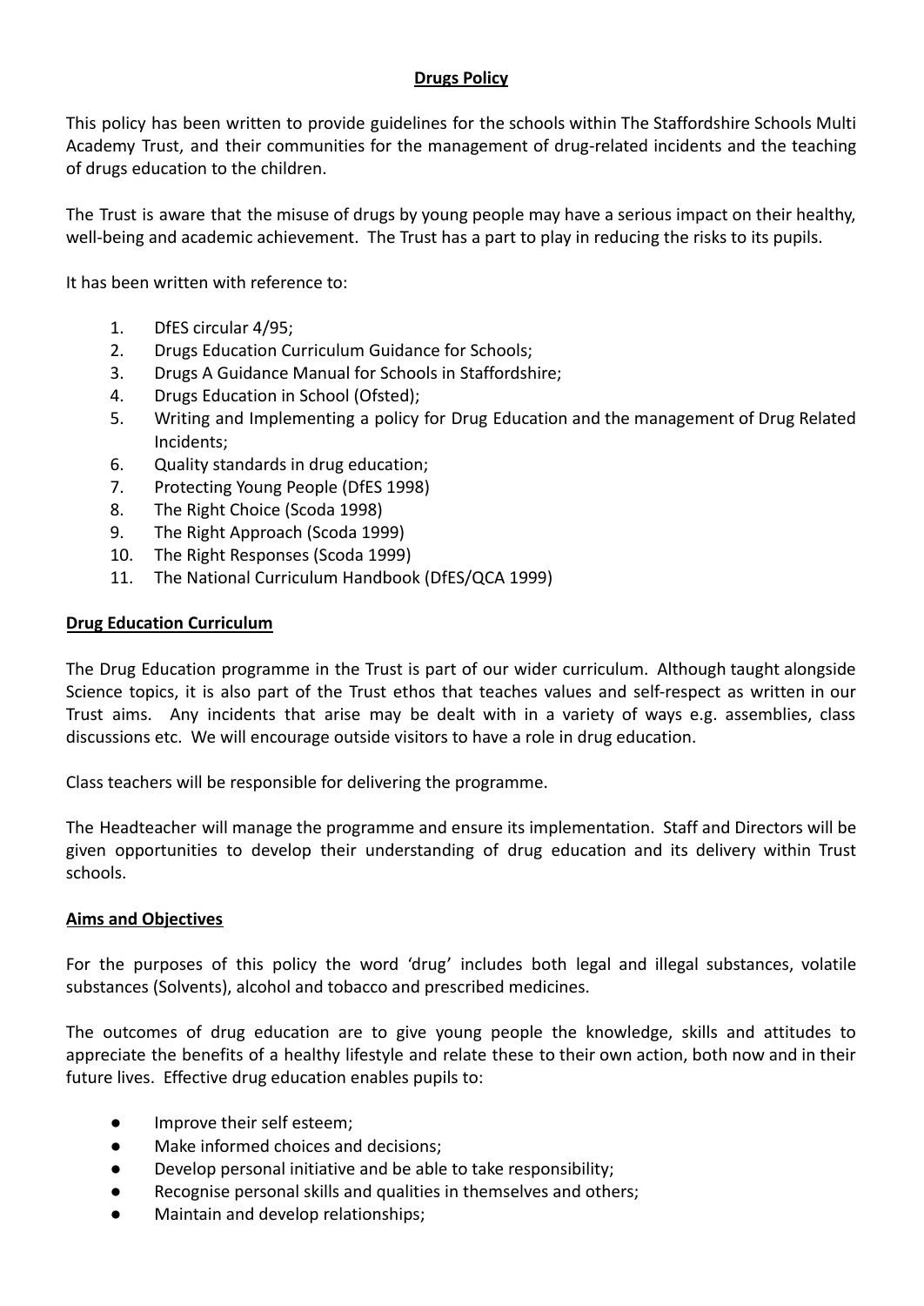# Drugs Policy

This policy has been written to provide guidelines for the schools within The Staffordshire Schools Multi Academy Trust, and their communities for the management of drug-related incidents and the teaching of drugs education to the children.

The Trust is aware that the misuse of drugs by young people may have a serious impact on their healthy, well-being and academic achievement. The Trust has a part to play in reducing the risks to its pupils.

It has been written with reference to:

1. DfES circular 4/95;
2. Drugs Education Curriculum Guidance for Schools;
3. Drugs A Guidance Manual for Schools in Staffordshire;
4. Drugs Education in School (Ofsted);
5. Writing and Implementing a policy for Drug Education and the management of Drug Related Incidents;
6. Quality standards in drug education;
7. Protecting Young People (DfES 1998)
8. The Right Choice (Scoda 1998)
9. The Right Approach (Scoda 1999)
10. The Right Responses (Scoda 1999)
11. The National Curriculum Handbook (DfES/QCA 1999)

## Drug Education Curriculum

The Drug Education programme in the Trust is part of our wider curriculum. Although taught alongside Science topics, it is also part of the Trust ethos that teaches values and self-respect as written in our Trust aims. Any incidents that arise may be dealt with in a variety of ways e.g. assemblies, class discussions etc. We will encourage outside visitors to have a role in drug education.

Class teachers will be responsible for delivering the programme.

The Headteacher will manage the programme and ensure its implementation. Staff and Directors will be given opportunities to develop their understanding of drug education and its delivery within Trust schools.

## Aims and Objectives

For the purposes of this policy the word 'drug' includes both legal and illegal substances, volatile substances (Solvents), alcohol and tobacco and prescribed medicines.

The outcomes of drug education are to give young people the knowledge, skills and attitudes to appreciate the benefits of a healthy lifestyle and relate these to their own action, both now and in their future lives. Effective drug education enables pupils to:

- Improve their self esteem;
- Make informed choices and decisions;
- Develop personal initiative and be able to take responsibility;
- Recognise personal skills and qualities in themselves and others;
- Maintain and develop relationships;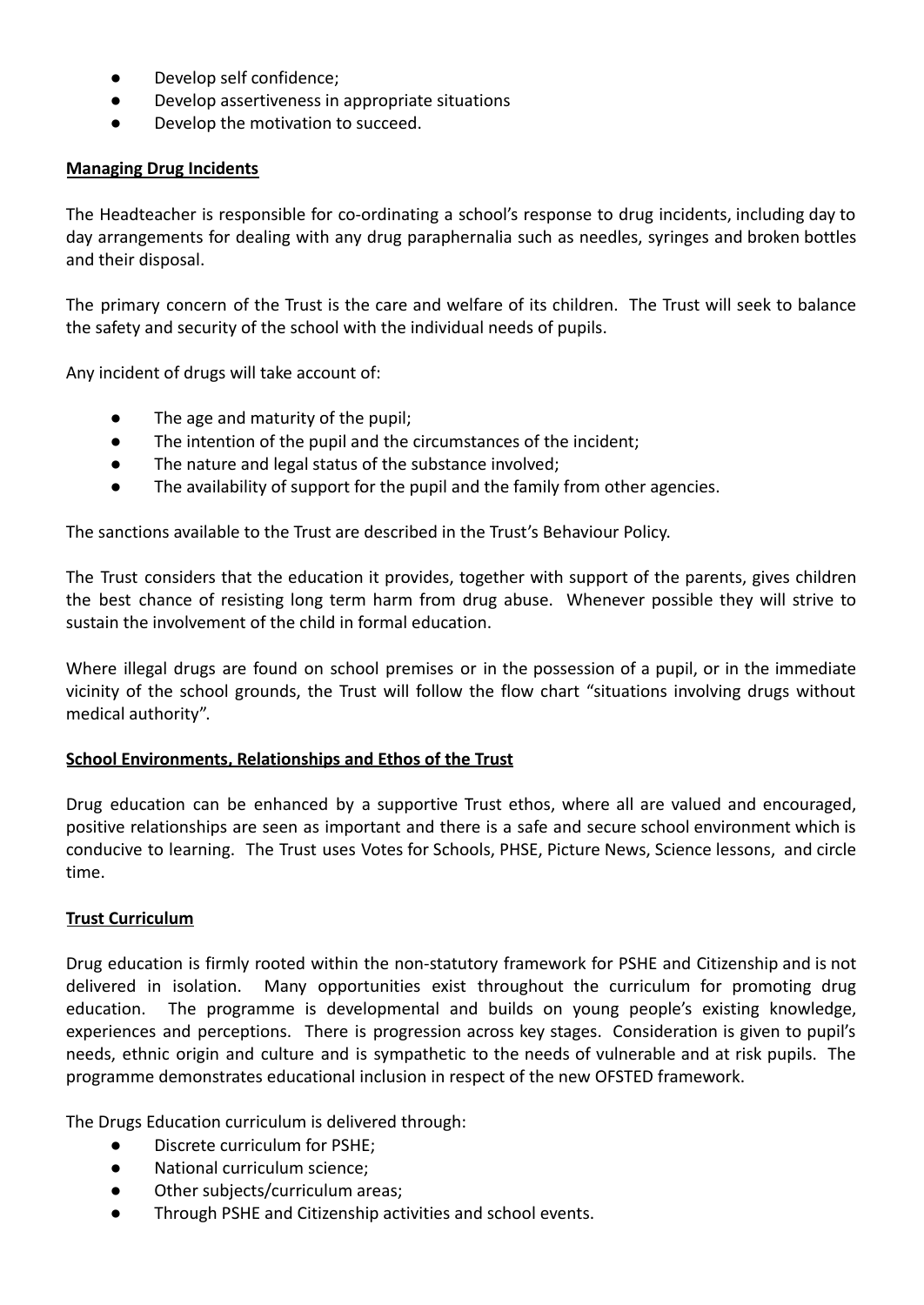- Develop self confidence;
- Develop assertiveness in appropriate situations
- Develop the motivation to succeed.

**Managing Drug Incidents**

The Headteacher is responsible for co-ordinating a school's response to drug incidents, including day to day arrangements for dealing with any drug paraphernalia such as needles, syringes and broken bottles and their disposal.

The primary concern of the Trust is the care and welfare of its children. The Trust will seek to balance the safety and security of the school with the individual needs of pupils.

Any incident of drugs will take account of:

- The age and maturity of the pupil;
- The intention of the pupil and the circumstances of the incident;
- The nature and legal status of the substance involved;
- The availability of support for the pupil and the family from other agencies.

The sanctions available to the Trust are described in the Trust's Behaviour Policy.

The Trust considers that the education it provides, together with support of the parents, gives children the best chance of resisting long term harm from drug abuse. Whenever possible they will strive to sustain the involvement of the child in formal education.

Where illegal drugs are found on school premises or in the possession of a pupil, or in the immediate vicinity of the school grounds, the Trust will follow the flow chart "situations involving drugs without medical authority".

**School Environments, Relationships and Ethos of the Trust**

Drug education can be enhanced by a supportive Trust ethos, where all are valued and encouraged, positive relationships are seen as important and there is a safe and secure school environment which is conducive to learning. The Trust uses Votes for Schools, PHSE, Picture News, Science lessons, and circle time.

**Trust Curriculum**

Drug education is firmly rooted within the non-statutory framework for PSHE and Citizenship and is not delivered in isolation. Many opportunities exist throughout the curriculum for promoting drug education. The programme is developmental and builds on young people's existing knowledge, experiences and perceptions. There is progression across key stages. Consideration is given to pupil's needs, ethnic origin and culture and is sympathetic to the needs of vulnerable and at risk pupils. The programme demonstrates educational inclusion in respect of the new OFSTED framework.

The Drugs Education curriculum is delivered through:

- Discrete curriculum for PSHE;
- National curriculum science;
- Other subjects/curriculum areas;
- Through PSHE and Citizenship activities and school events.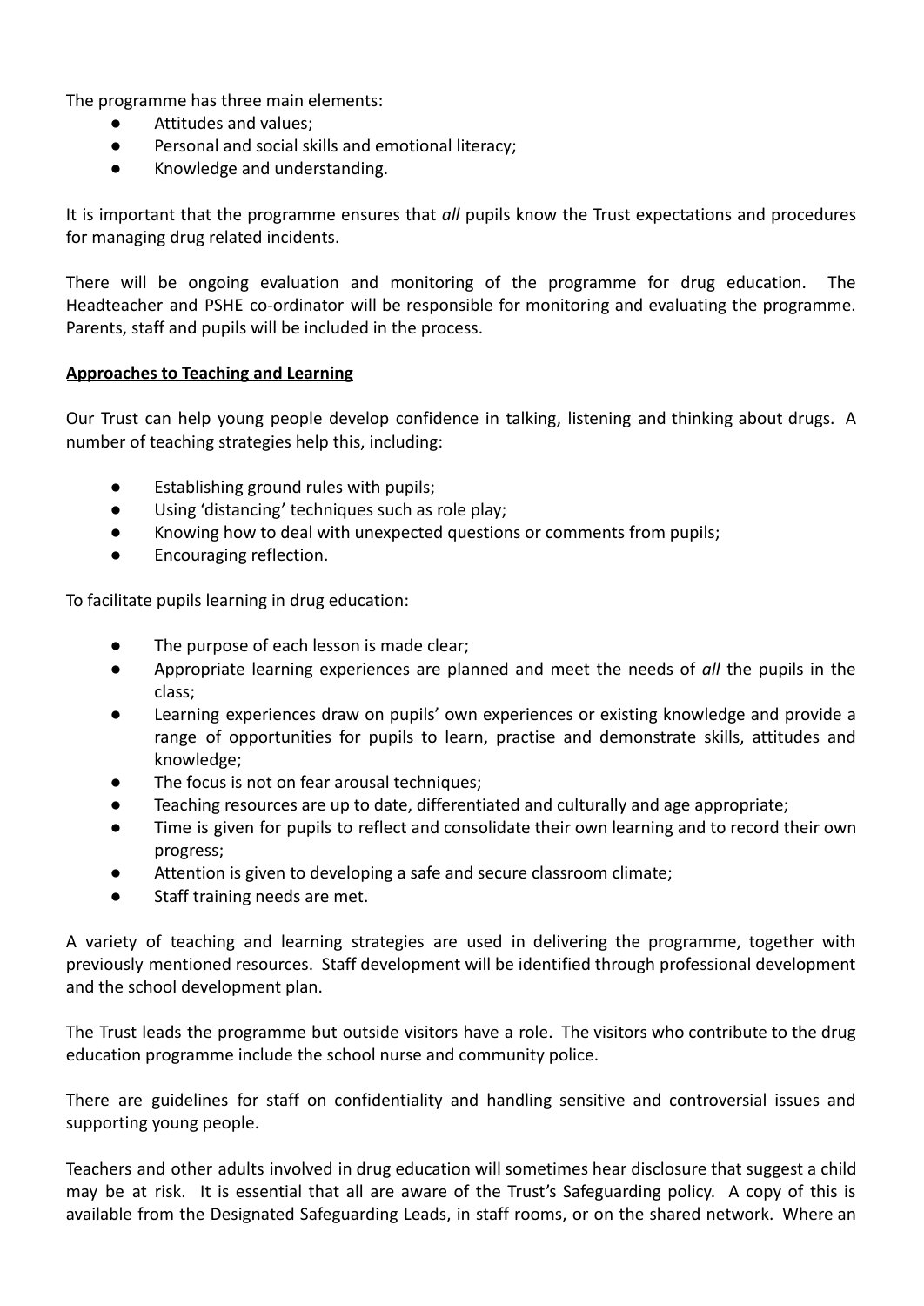The programme has three main elements:

- Attitudes and values;
- Personal and social skills and emotional literacy;
- Knowledge and understanding.

It is important that the programme ensures that *all* pupils know the Trust expectations and procedures for managing drug related incidents.

There will be ongoing evaluation and monitoring of the programme for drug education. The Headteacher and PSHE co-ordinator will be responsible for monitoring and evaluating the programme. Parents, staff and pupils will be included in the process.

**Approaches to Teaching and Learning**

Our Trust can help young people develop confidence in talking, listening and thinking about drugs. A number of teaching strategies help this, including:

- Establishing ground rules with pupils;
- Using 'distancing' techniques such as role play;
- Knowing how to deal with unexpected questions or comments from pupils;
- Encouraging reflection.

To facilitate pupils learning in drug education:

- The purpose of each lesson is made clear;
- Appropriate learning experiences are planned and meet the needs of *all* the pupils in the class;
- Learning experiences draw on pupils' own experiences or existing knowledge and provide a range of opportunities for pupils to learn, practise and demonstrate skills, attitudes and knowledge;
- The focus is not on fear arousal techniques;
- Teaching resources are up to date, differentiated and culturally and age appropriate;
- Time is given for pupils to reflect and consolidate their own learning and to record their own progress;
- Attention is given to developing a safe and secure classroom climate;
- Staff training needs are met.

A variety of teaching and learning strategies are used in delivering the programme, together with previously mentioned resources. Staff development will be identified through professional development and the school development plan.

The Trust leads the programme but outside visitors have a role. The visitors who contribute to the drug education programme include the school nurse and community police.

There are guidelines for staff on confidentiality and handling sensitive and controversial issues and supporting young people.

Teachers and other adults involved in drug education will sometimes hear disclosure that suggest a child may be at risk. It is essential that all are aware of the Trust's Safeguarding policy. A copy of this is available from the Designated Safeguarding Leads, in staff rooms, or on the shared network. Where an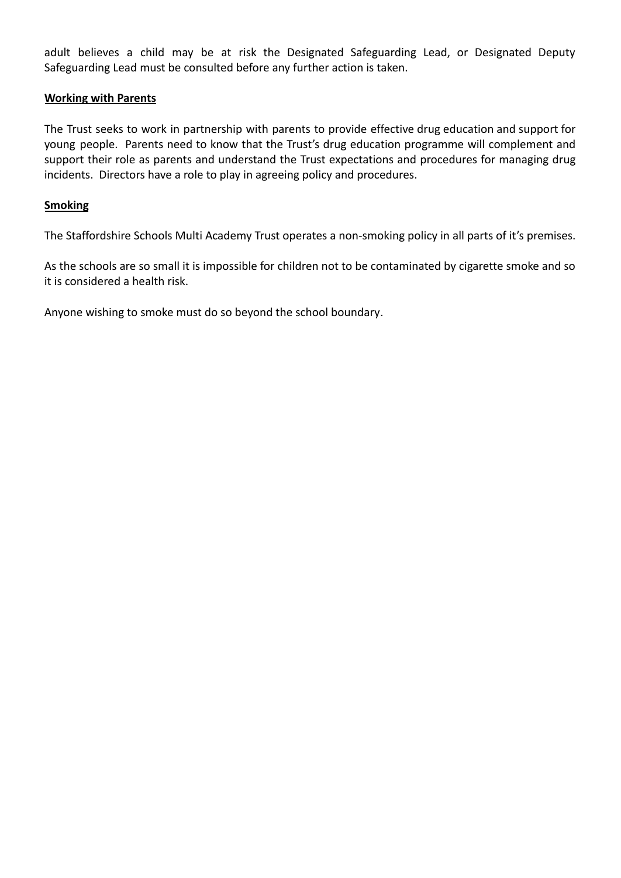adult believes a child may be at risk the Designated Safeguarding Lead, or Designated Deputy Safeguarding Lead must be consulted before any further action is taken.

## Working with Parents

The Trust seeks to work in partnership with parents to provide effective drug education and support for young people. Parents need to know that the Trust's drug education programme will complement and support their role as parents and understand the Trust expectations and procedures for managing drug incidents. Directors have a role to play in agreeing policy and procedures.

## Smoking

The Staffordshire Schools Multi Academy Trust operates a non-smoking policy in all parts of it's premises.

As the schools are so small it is impossible for children not to be contaminated by cigarette smoke and so it is considered a health risk.

Anyone wishing to smoke must do so beyond the school boundary.